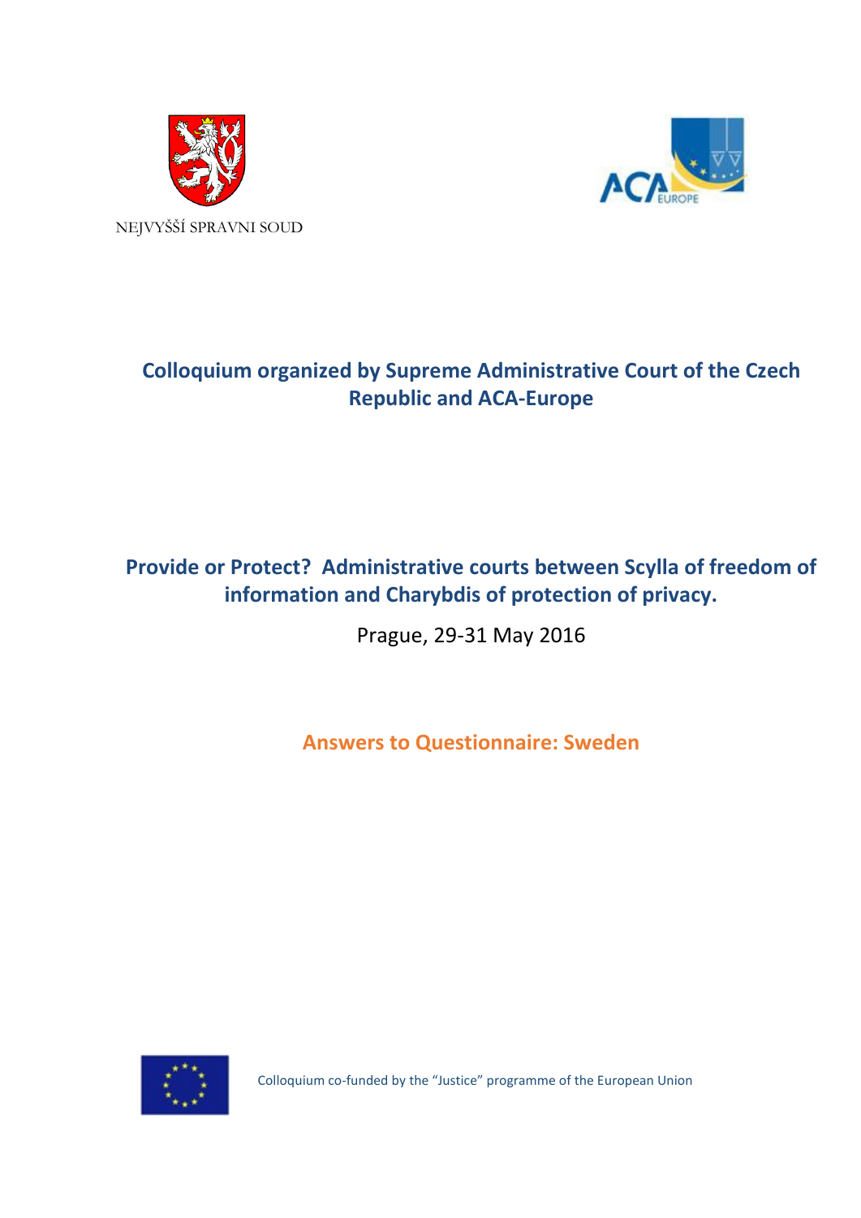NEJVYŠŠÍ SPRAVNI SOUD

**Colloquium organized by Supreme Administrative Court of the Czech Republic and ACA-Europe**

**Provide or Protect? Administrative courts between Scylla of freedom of information and Charybdis of protection of privacy.**

Prague, 29-31 May 2016

**Answers to Questionnaire: Sweden**

Colloquium co-funded by the "Justice" programme of the European Union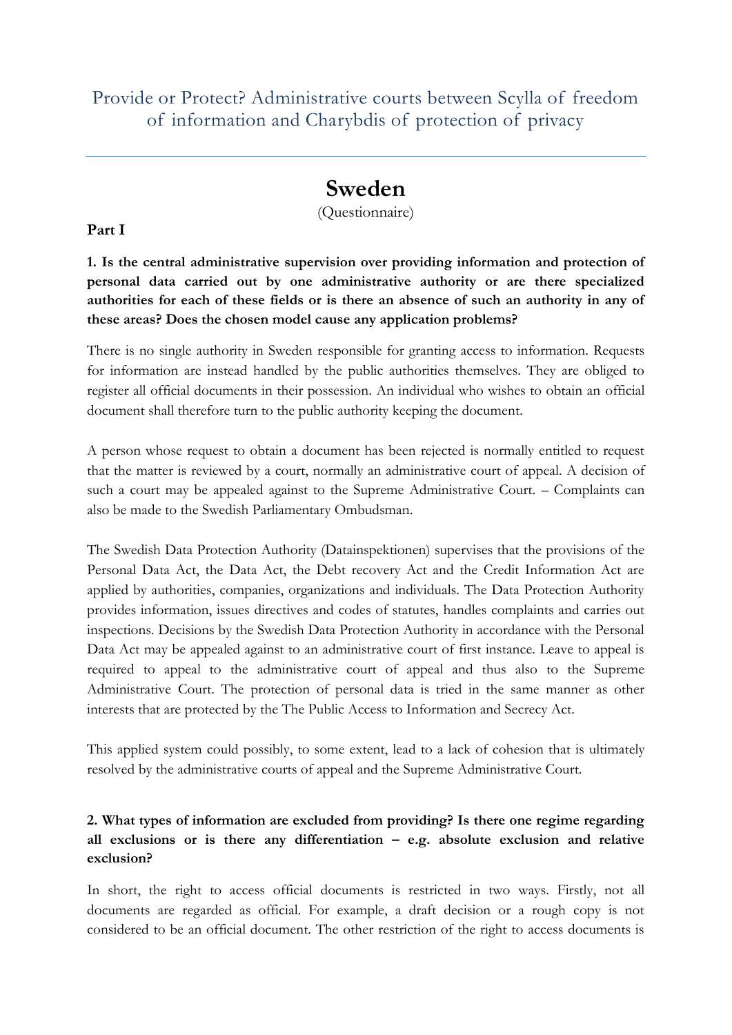# Provide or Protect? Administrative courts between Scylla of freedom of information and Charybdis of protection of privacy

## Sweden

(Questionnaire)

**Part I**

**1. Is the central administrative supervision over providing information and protection of personal data carried out by one administrative authority or are there specialized authorities for each of these fields or is there an absence of such an authority in any of these areas? Does the chosen model cause any application problems?**

There is no single authority in Sweden responsible for granting access to information. Requests for information are instead handled by the public authorities themselves. They are obliged to register all official documents in their possession. An individual who wishes to obtain an official document shall therefore turn to the public authority keeping the document.

A person whose request to obtain a document has been rejected is normally entitled to request that the matter is reviewed by a court, normally an administrative court of appeal. A decision of such a court may be appealed against to the Supreme Administrative Court. – Complaints can also be made to the Swedish Parliamentary Ombudsman.

The Swedish Data Protection Authority (Datainspektionen) supervises that the provisions of the Personal Data Act, the Data Act, the Debt recovery Act and the Credit Information Act are applied by authorities, companies, organizations and individuals. The Data Protection Authority provides information, issues directives and codes of statutes, handles complaints and carries out inspections. Decisions by the Swedish Data Protection Authority in accordance with the Personal Data Act may be appealed against to an administrative court of first instance. Leave to appeal is required to appeal to the administrative court of appeal and thus also to the Supreme Administrative Court. The protection of personal data is tried in the same manner as other interests that are protected by the The Public Access to Information and Secrecy Act.

This applied system could possibly, to some extent, lead to a lack of cohesion that is ultimately resolved by the administrative courts of appeal and the Supreme Administrative Court.

**2. What types of information are excluded from providing? Is there one regime regarding all exclusions or is there any differentiation – e.g. absolute exclusion and relative exclusion?**

In short, the right to access official documents is restricted in two ways. Firstly, not all documents are regarded as official. For example, a draft decision or a rough copy is not considered to be an official document. The other restriction of the right to access documents is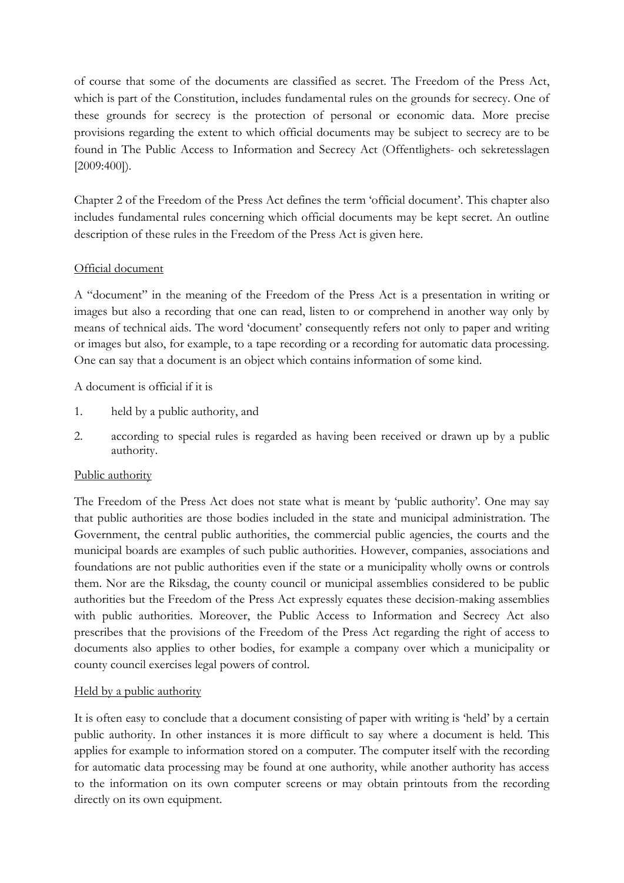of course that some of the documents are classified as secret. The Freedom of the Press Act, which is part of the Constitution, includes fundamental rules on the grounds for secrecy. One of these grounds for secrecy is the protection of personal or economic data. More precise provisions regarding the extent to which official documents may be subject to secrecy are to be found in The Public Access to Information and Secrecy Act (Offentlighets- och sekretesslagen [2009:400]).

Chapter 2 of the Freedom of the Press Act defines the term 'official document'. This chapter also includes fundamental rules concerning which official documents may be kept secret. An outline description of these rules in the Freedom of the Press Act is given here.

## Official document

A "document" in the meaning of the Freedom of the Press Act is a presentation in writing or images but also a recording that one can read, listen to or comprehend in another way only by means of technical aids. The word 'document' consequently refers not only to paper and writing or images but also, for example, to a tape recording or a recording for automatic data processing. One can say that a document is an object which contains information of some kind.

A document is official if it is

1. held by a public authority, and
2. according to special rules is regarded as having been received or drawn up by a public authority.

## Public authority

The Freedom of the Press Act does not state what is meant by 'public authority'. One may say that public authorities are those bodies included in the state and municipal administration. The Government, the central public authorities, the commercial public agencies, the courts and the municipal boards are examples of such public authorities. However, companies, associations and foundations are not public authorities even if the state or a municipality wholly owns or controls them. Nor are the Riksdag, the county council or municipal assemblies considered to be public authorities but the Freedom of the Press Act expressly equates these decision-making assemblies with public authorities. Moreover, the Public Access to Information and Secrecy Act also prescribes that the provisions of the Freedom of the Press Act regarding the right of access to documents also applies to other bodies, for example a company over which a municipality or county council exercises legal powers of control.

## Held by a public authority

It is often easy to conclude that a document consisting of paper with writing is 'held' by a certain public authority. In other instances it is more difficult to say where a document is held. This applies for example to information stored on a computer. The computer itself with the recording for automatic data processing may be found at one authority, while another authority has access to the information on its own computer screens or may obtain printouts from the recording directly on its own equipment.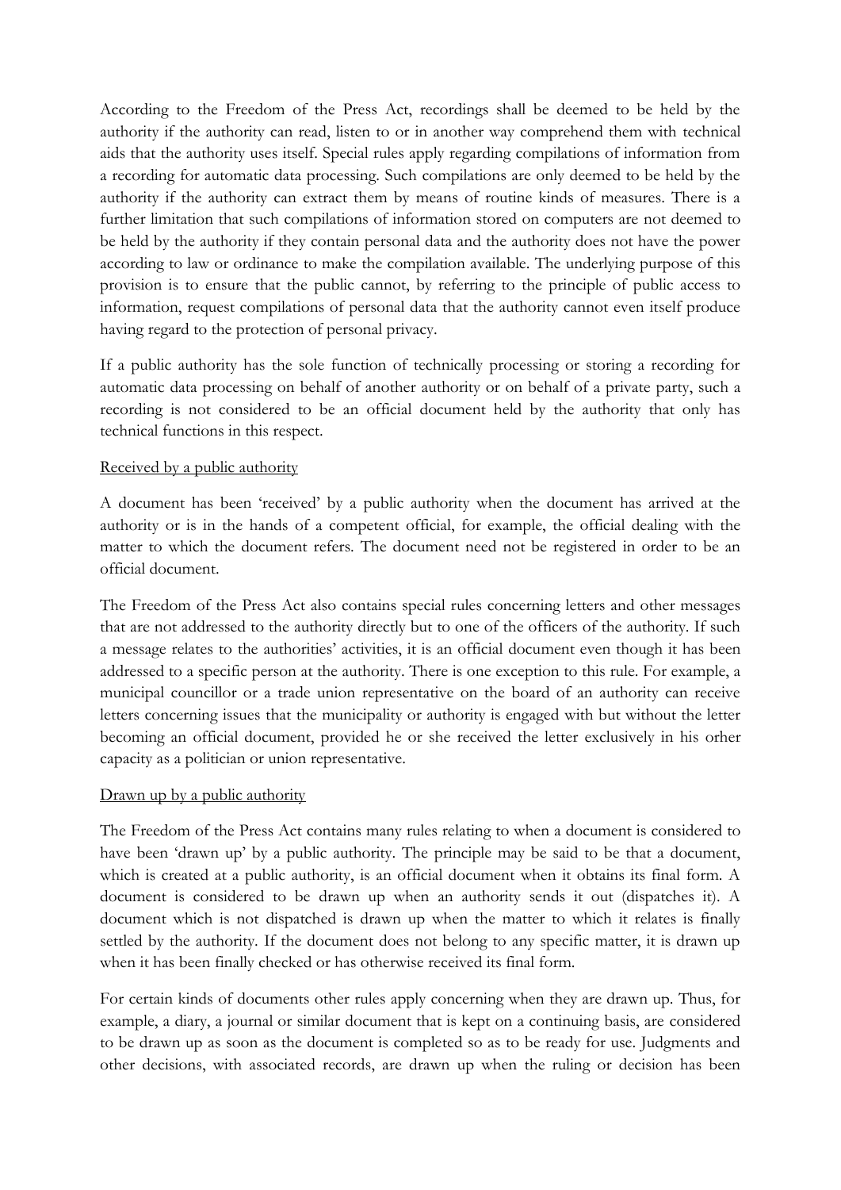According to the Freedom of the Press Act, recordings shall be deemed to be held by the authority if the authority can read, listen to or in another way comprehend them with technical aids that the authority uses itself. Special rules apply regarding compilations of information from a recording for automatic data processing. Such compilations are only deemed to be held by the authority if the authority can extract them by means of routine kinds of measures. There is a further limitation that such compilations of information stored on computers are not deemed to be held by the authority if they contain personal data and the authority does not have the power according to law or ordinance to make the compilation available. The underlying purpose of this provision is to ensure that the public cannot, by referring to the principle of public access to information, request compilations of personal data that the authority cannot even itself produce having regard to the protection of personal privacy.

If a public authority has the sole function of technically processing or storing a recording for automatic data processing on behalf of another authority or on behalf of a private party, such a recording is not considered to be an official document held by the authority that only has technical functions in this respect.

<u>Received by a public authority</u>

A document has been 'received' by a public authority when the document has arrived at the authority or is in the hands of a competent official, for example, the official dealing with the matter to which the document refers. The document need not be registered in order to be an official document.

The Freedom of the Press Act also contains special rules concerning letters and other messages that are not addressed to the authority directly but to one of the officers of the authority. If such a message relates to the authorities' activities, it is an official document even though it has been addressed to a specific person at the authority. There is one exception to this rule. For example, a municipal councillor or a trade union representative on the board of an authority can receive letters concerning issues that the municipality or authority is engaged with but without the letter becoming an official document, provided he or she received the letter exclusively in his orher capacity as a politician or union representative.

<u>Drawn up by a public authority</u>

The Freedom of the Press Act contains many rules relating to when a document is considered to have been 'drawn up' by a public authority. The principle may be said to be that a document, which is created at a public authority, is an official document when it obtains its final form. A document is considered to be drawn up when an authority sends it out (dispatches it). A document which is not dispatched is drawn up when the matter to which it relates is finally settled by the authority. If the document does not belong to any specific matter, it is drawn up when it has been finally checked or has otherwise received its final form.

For certain kinds of documents other rules apply concerning when they are drawn up. Thus, for example, a diary, a journal or similar document that is kept on a continuing basis, are considered to be drawn up as soon as the document is completed so as to be ready for use. Judgments and other decisions, with associated records, are drawn up when the ruling or decision has been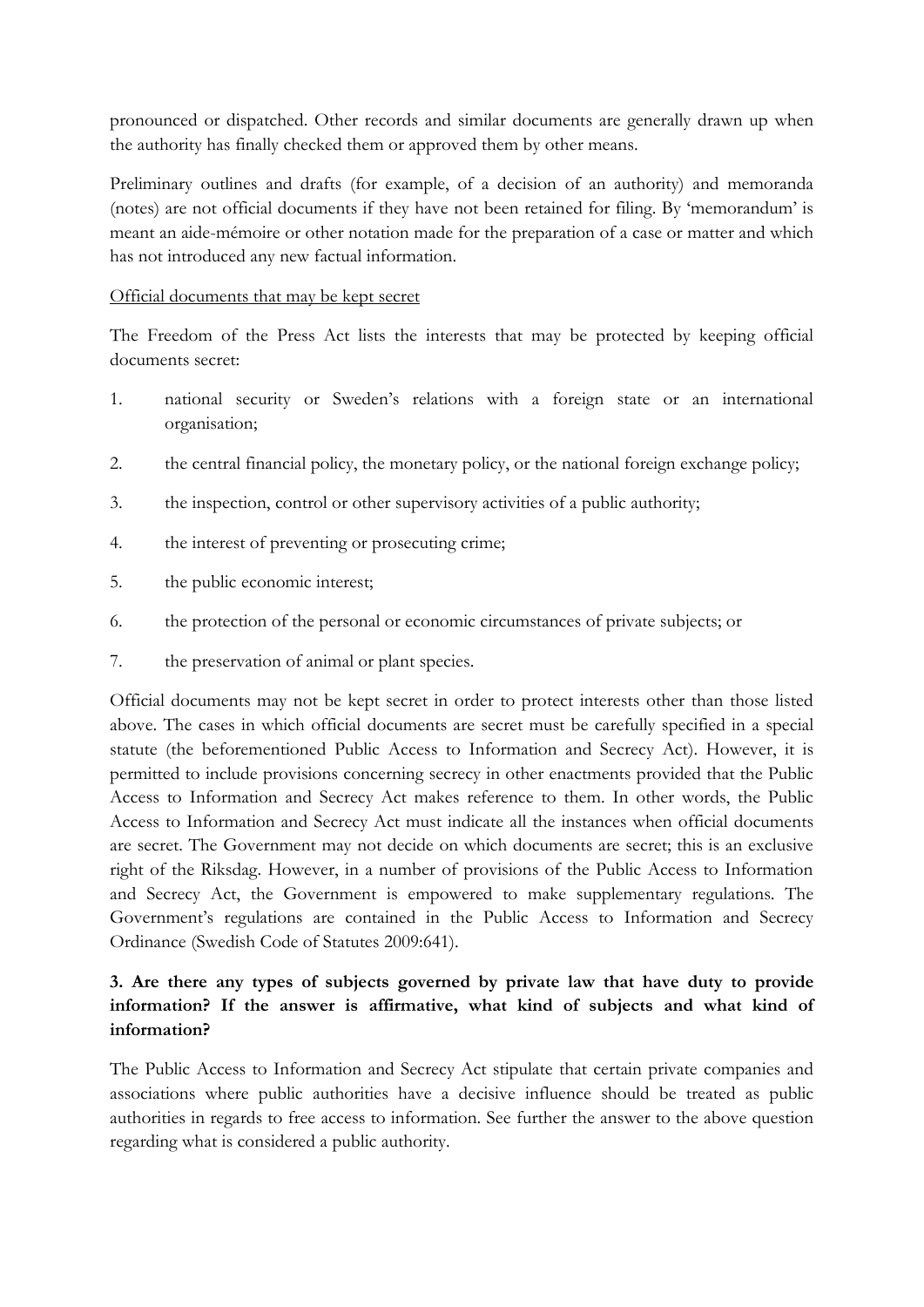pronounced or dispatched. Other records and similar documents are generally drawn up when the authority has finally checked them or approved them by other means.

Preliminary outlines and drafts (for example, of a decision of an authority) and memoranda (notes) are not official documents if they have not been retained for filing. By 'memorandum' is meant an aide-mémoire or other notation made for the preparation of a case or matter and which has not introduced any new factual information.

<u>Official documents that may be kept secret</u>

The Freedom of the Press Act lists the interests that may be protected by keeping official documents secret:

1. national security or Sweden's relations with a foreign state or an international organisation;
2. the central financial policy, the monetary policy, or the national foreign exchange policy;
3. the inspection, control or other supervisory activities of a public authority;
4. the interest of preventing or prosecuting crime;
5. the public economic interest;
6. the protection of the personal or economic circumstances of private subjects; or
7. the preservation of animal or plant species.

Official documents may not be kept secret in order to protect interests other than those listed above. The cases in which official documents are secret must be carefully specified in a special statute (the beforementioned Public Access to Information and Secrecy Act). However, it is permitted to include provisions concerning secrecy in other enactments provided that the Public Access to Information and Secrecy Act makes reference to them. In other words, the Public Access to Information and Secrecy Act must indicate all the instances when official documents are secret. The Government may not decide on which documents are secret; this is an exclusive right of the Riksdag. However, in a number of provisions of the Public Access to Information and Secrecy Act, the Government is empowered to make supplementary regulations. The Government's regulations are contained in the Public Access to Information and Secrecy Ordinance (Swedish Code of Statutes 2009:641).

### 3. Are there any types of subjects governed by private law that have duty to provide information? If the answer is affirmative, what kind of subjects and what kind of information?

The Public Access to Information and Secrecy Act stipulate that certain private companies and associations where public authorities have a decisive influence should be treated as public authorities in regards to free access to information. See further the answer to the above question regarding what is considered a public authority.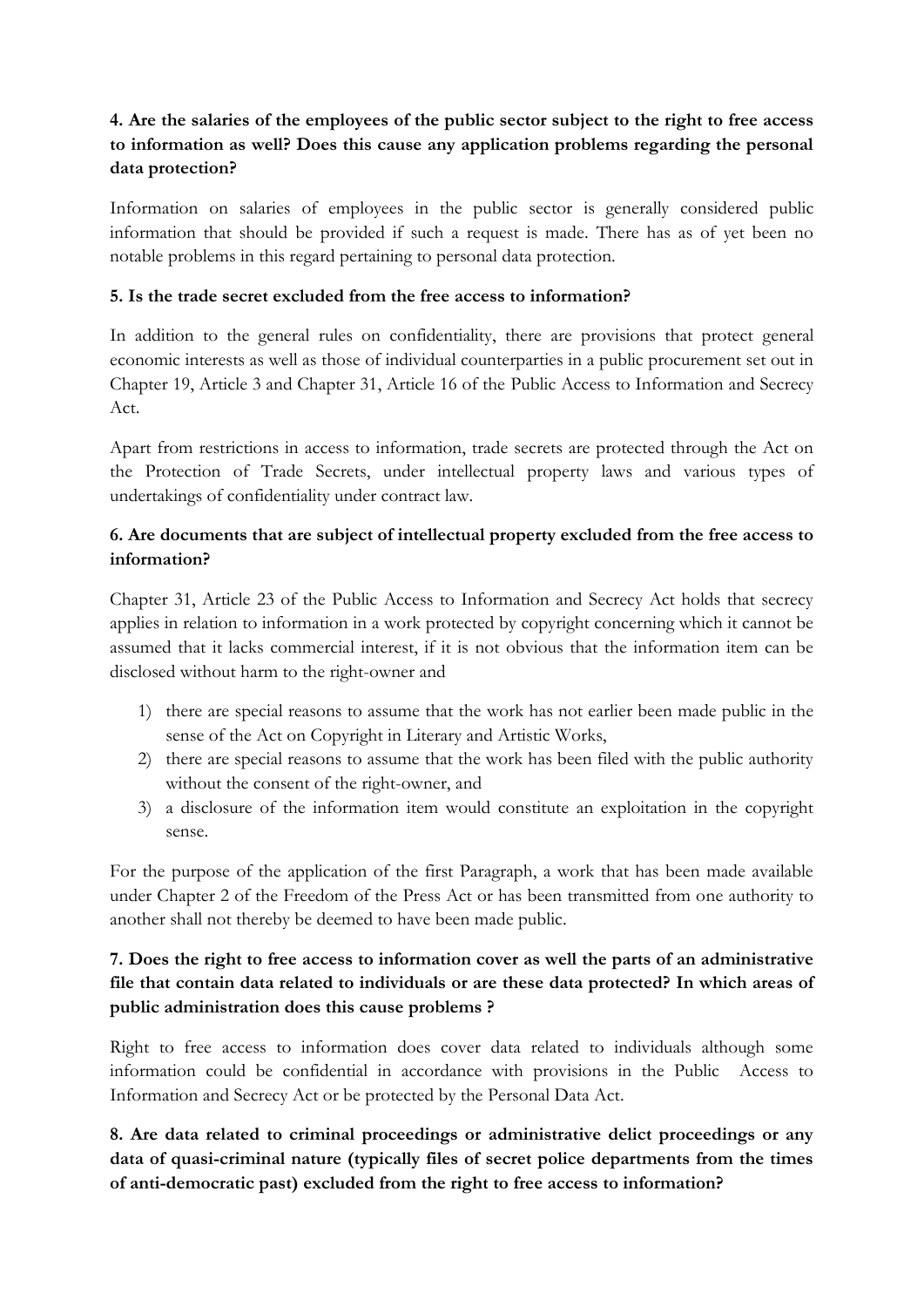**4. Are the salaries of the employees of the public sector subject to the right to free access to information as well? Does this cause any application problems regarding the personal data protection?**

Information on salaries of employees in the public sector is generally considered public information that should be provided if such a request is made. There has as of yet been no notable problems in this regard pertaining to personal data protection.

**5. Is the trade secret excluded from the free access to information?**

In addition to the general rules on confidentiality, there are provisions that protect general economic interests as well as those of individual counterparties in a public procurement set out in Chapter 19, Article 3 and Chapter 31, Article 16 of the Public Access to Information and Secrecy Act.

Apart from restrictions in access to information, trade secrets are protected through the Act on the Protection of Trade Secrets, under intellectual property laws and various types of undertakings of confidentiality under contract law.

**6. Are documents that are subject of intellectual property excluded from the free access to information?**

Chapter 31, Article 23 of the Public Access to Information and Secrecy Act holds that secrecy applies in relation to information in a work protected by copyright concerning which it cannot be assumed that it lacks commercial interest, if it is not obvious that the information item can be disclosed without harm to the right-owner and

1) there are special reasons to assume that the work has not earlier been made public in the sense of the Act on Copyright in Literary and Artistic Works,
2) there are special reasons to assume that the work has been filed with the public authority without the consent of the right-owner, and
3) a disclosure of the information item would constitute an exploitation in the copyright sense.

For the purpose of the application of the first Paragraph, a work that has been made available under Chapter 2 of the Freedom of the Press Act or has been transmitted from one authority to another shall not thereby be deemed to have been made public.

**7. Does the right to free access to information cover as well the parts of an administrative file that contain data related to individuals or are these data protected? In which areas of public administration does this cause problems ?**

Right to free access to information does cover data related to individuals although some information could be confidential in accordance with provisions in the Public Access to Information and Secrecy Act or be protected by the Personal Data Act.

**8. Are data related to criminal proceedings or administrative delict proceedings or any data of quasi-criminal nature (typically files of secret police departments from the times of anti-democratic past) excluded from the right to free access to information?**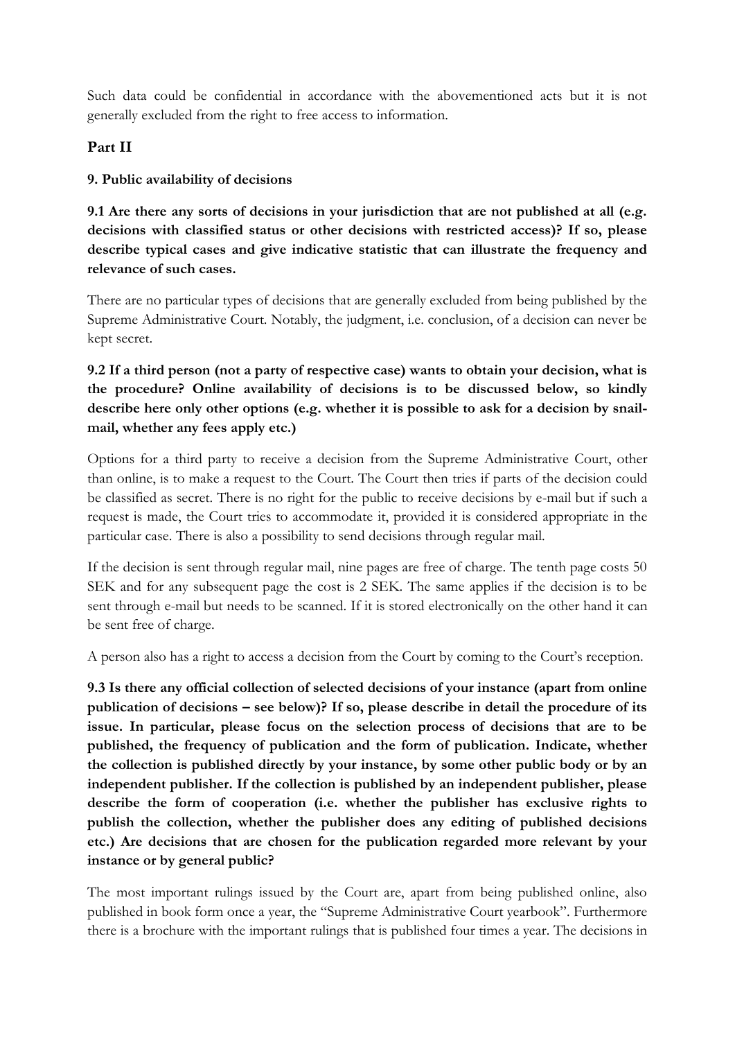Such data could be confidential in accordance with the abovementioned acts but it is not generally excluded from the right to free access to information.

## Part II

### 9. Public availability of decisions

**9.1 Are there any sorts of decisions in your jurisdiction that are not published at all (e.g. decisions with classified status or other decisions with restricted access)? If so, please describe typical cases and give indicative statistic that can illustrate the frequency and relevance of such cases.**

There are no particular types of decisions that are generally excluded from being published by the Supreme Administrative Court. Notably, the judgment, i.e. conclusion, of a decision can never be kept secret.

**9.2 If a third person (not a party of respective case) wants to obtain your decision, what is the procedure? Online availability of decisions is to be discussed below, so kindly describe here only other options (e.g. whether it is possible to ask for a decision by snail-mail, whether any fees apply etc.)**

Options for a third party to receive a decision from the Supreme Administrative Court, other than online, is to make a request to the Court. The Court then tries if parts of the decision could be classified as secret. There is no right for the public to receive decisions by e-mail but if such a request is made, the Court tries to accommodate it, provided it is considered appropriate in the particular case. There is also a possibility to send decisions through regular mail.

If the decision is sent through regular mail, nine pages are free of charge. The tenth page costs 50 SEK and for any subsequent page the cost is 2 SEK. The same applies if the decision is to be sent through e-mail but needs to be scanned. If it is stored electronically on the other hand it can be sent free of charge.

A person also has a right to access a decision from the Court by coming to the Court's reception.

**9.3 Is there any official collection of selected decisions of your instance (apart from online publication of decisions – see below)? If so, please describe in detail the procedure of its issue. In particular, please focus on the selection process of decisions that are to be published, the frequency of publication and the form of publication. Indicate, whether the collection is published directly by your instance, by some other public body or by an independent publisher. If the collection is published by an independent publisher, please describe the form of cooperation (i.e. whether the publisher has exclusive rights to publish the collection, whether the publisher does any editing of published decisions etc.) Are decisions that are chosen for the publication regarded more relevant by your instance or by general public?**

The most important rulings issued by the Court are, apart from being published online, also published in book form once a year, the "Supreme Administrative Court yearbook". Furthermore there is a brochure with the important rulings that is published four times a year. The decisions in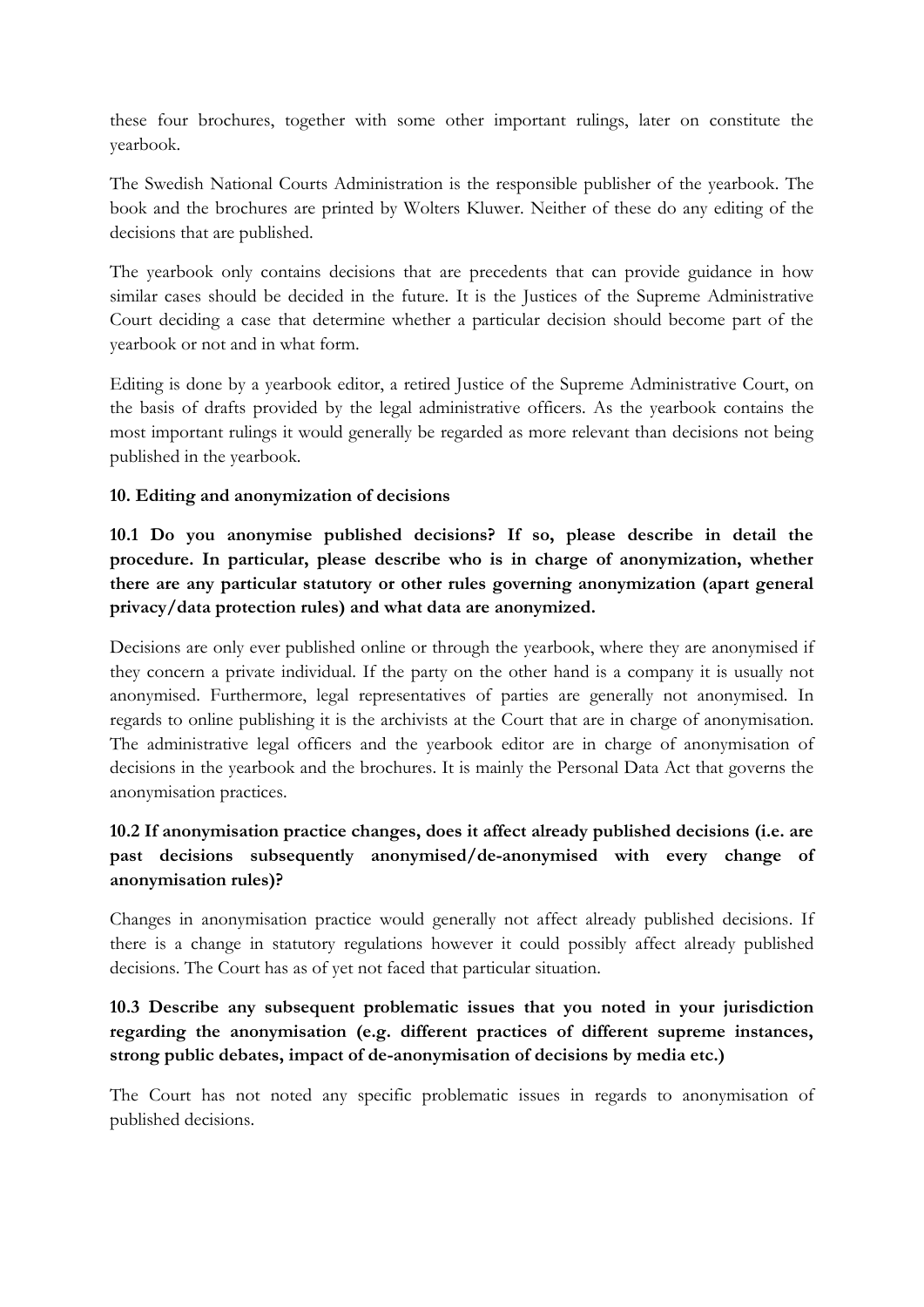these four brochures, together with some other important rulings, later on constitute the yearbook.

The Swedish National Courts Administration is the responsible publisher of the yearbook. The book and the brochures are printed by Wolters Kluwer. Neither of these do any editing of the decisions that are published.

The yearbook only contains decisions that are precedents that can provide guidance in how similar cases should be decided in the future. It is the Justices of the Supreme Administrative Court deciding a case that determine whether a particular decision should become part of the yearbook or not and in what form.

Editing is done by a yearbook editor, a retired Justice of the Supreme Administrative Court, on the basis of drafts provided by the legal administrative officers. As the yearbook contains the most important rulings it would generally be regarded as more relevant than decisions not being published in the yearbook.

## 10. Editing and anonymization of decisions

### 10.1 Do you anonymise published decisions? If so, please describe in detail the procedure. In particular, please describe who is in charge of anonymization, whether there are any particular statutory or other rules governing anonymization (apart general privacy/data protection rules) and what data are anonymized.

Decisions are only ever published online or through the yearbook, where they are anonymised if they concern a private individual. If the party on the other hand is a company it is usually not anonymised. Furthermore, legal representatives of parties are generally not anonymised. In regards to online publishing it is the archivists at the Court that are in charge of anonymisation. The administrative legal officers and the yearbook editor are in charge of anonymisation of decisions in the yearbook and the brochures. It is mainly the Personal Data Act that governs the anonymisation practices.

### 10.2 If anonymisation practice changes, does it affect already published decisions (i.e. are past decisions subsequently anonymised/de-anonymised with every change of anonymisation rules)?

Changes in anonymisation practice would generally not affect already published decisions. If there is a change in statutory regulations however it could possibly affect already published decisions. The Court has as of yet not faced that particular situation.

### 10.3 Describe any subsequent problematic issues that you noted in your jurisdiction regarding the anonymisation (e.g. different practices of different supreme instances, strong public debates, impact of de-anonymisation of decisions by media etc.)

The Court has not noted any specific problematic issues in regards to anonymisation of published decisions.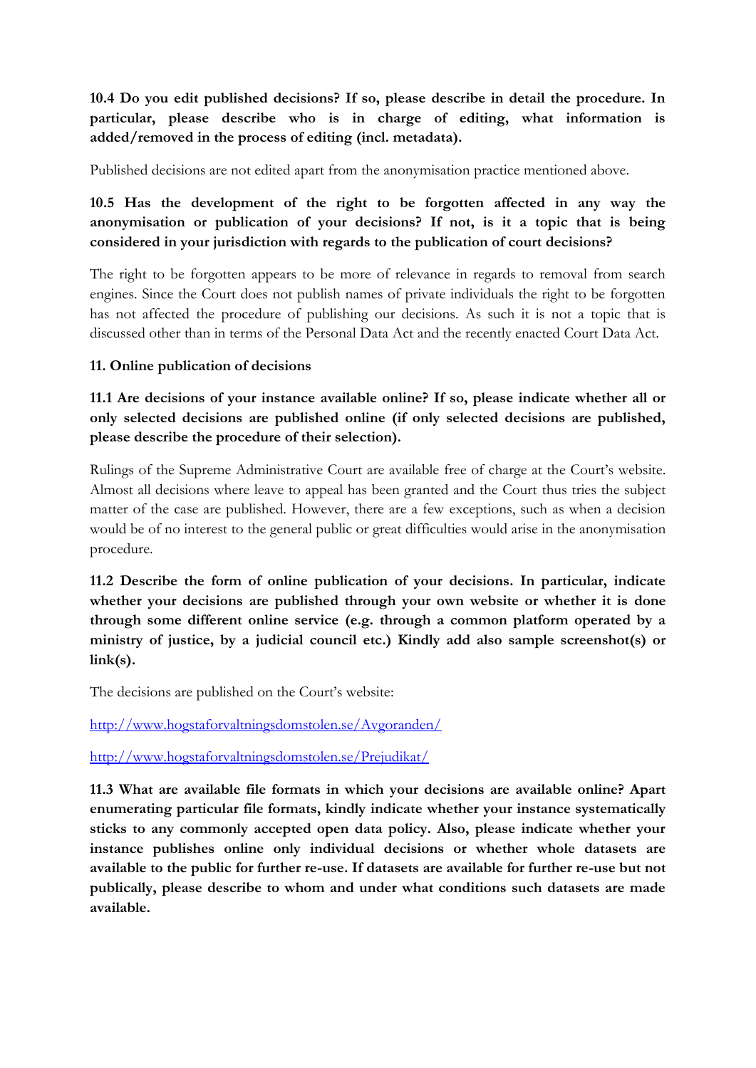**10.4 Do you edit published decisions? If so, please describe in detail the procedure. In particular, please describe who is in charge of editing, what information is added/removed in the process of editing (incl. metadata).**

Published decisions are not edited apart from the anonymisation practice mentioned above.

**10.5 Has the development of the right to be forgotten affected in any way the anonymisation or publication of your decisions? If not, is it a topic that is being considered in your jurisdiction with regards to the publication of court decisions?**

The right to be forgotten appears to be more of relevance in regards to removal from search engines. Since the Court does not publish names of private individuals the right to be forgotten has not affected the procedure of publishing our decisions. As such it is not a topic that is discussed other than in terms of the Personal Data Act and the recently enacted Court Data Act.

**11. Online publication of decisions**

**11.1 Are decisions of your instance available online? If so, please indicate whether all or only selected decisions are published online (if only selected decisions are published, please describe the procedure of their selection).**

Rulings of the Supreme Administrative Court are available free of charge at the Court's website. Almost all decisions where leave to appeal has been granted and the Court thus tries the subject matter of the case are published. However, there are a few exceptions, such as when a decision would be of no interest to the general public or great difficulties would arise in the anonymisation procedure.

**11.2 Describe the form of online publication of your decisions. In particular, indicate whether your decisions are published through your own website or whether it is done through some different online service (e.g. through a common platform operated by a ministry of justice, by a judicial council etc.) Kindly add also sample screenshot(s) or link(s).**

The decisions are published on the Court's website:

http://www.hogstaforvaltningsdomstolen.se/Avgoranden/

http://www.hogstaforvaltningsdomstolen.se/Prejudikat/

**11.3 What are available file formats in which your decisions are available online? Apart enumerating particular file formats, kindly indicate whether your instance systematically sticks to any commonly accepted open data policy. Also, please indicate whether your instance publishes online only individual decisions or whether whole datasets are available to the public for further re-use. If datasets are available for further re-use but not publically, please describe to whom and under what conditions such datasets are made available.**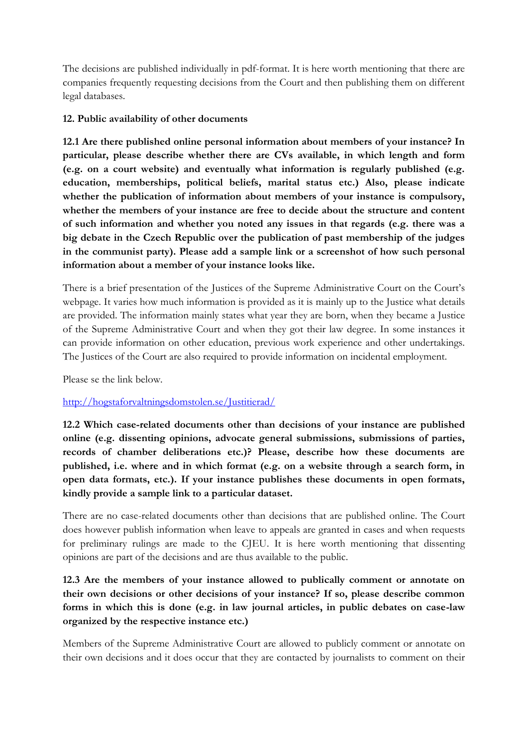The decisions are published individually in pdf-format. It is here worth mentioning that there are companies frequently requesting decisions from the Court and then publishing them on different legal databases.

**12. Public availability of other documents**

**12.1 Are there published online personal information about members of your instance? In particular, please describe whether there are CVs available, in which length and form (e.g. on a court website) and eventually what information is regularly published (e.g. education, memberships, political beliefs, marital status etc.) Also, please indicate whether the publication of information about members of your instance is compulsory, whether the members of your instance are free to decide about the structure and content of such information and whether you noted any issues in that regards (e.g. there was a big debate in the Czech Republic over the publication of past membership of the judges in the communist party). Please add a sample link or a screenshot of how such personal information about a member of your instance looks like.**

There is a brief presentation of the Justices of the Supreme Administrative Court on the Court's webpage. It varies how much information is provided as it is mainly up to the Justice what details are provided. The information mainly states what year they are born, when they became a Justice of the Supreme Administrative Court and when they got their law degree. In some instances it can provide information on other education, previous work experience and other undertakings. The Justices of the Court are also required to provide information on incidental employment.

Please se the link below.

[http://hogstaforvaltningsdomstolen.se/Justitierad/](http://hogstaforvaltningsdomstolen.se/Justitierad/)

**12.2 Which case-related documents other than decisions of your instance are published online (e.g. dissenting opinions, advocate general submissions, submissions of parties, records of chamber deliberations etc.)? Please, describe how these documents are published, i.e. where and in which format (e.g. on a website through a search form, in open data formats, etc.). If your instance publishes these documents in open formats, kindly provide a sample link to a particular dataset.**

There are no case-related documents other than decisions that are published online. The Court does however publish information when leave to appeals are granted in cases and when requests for preliminary rulings are made to the CJEU. It is here worth mentioning that dissenting opinions are part of the decisions and are thus available to the public.

**12.3 Are the members of your instance allowed to publically comment or annotate on their own decisions or other decisions of your instance? If so, please describe common forms in which this is done (e.g. in law journal articles, in public debates on case-law organized by the respective instance etc.)**

Members of the Supreme Administrative Court are allowed to publicly comment or annotate on their own decisions and it does occur that they are contacted by journalists to comment on their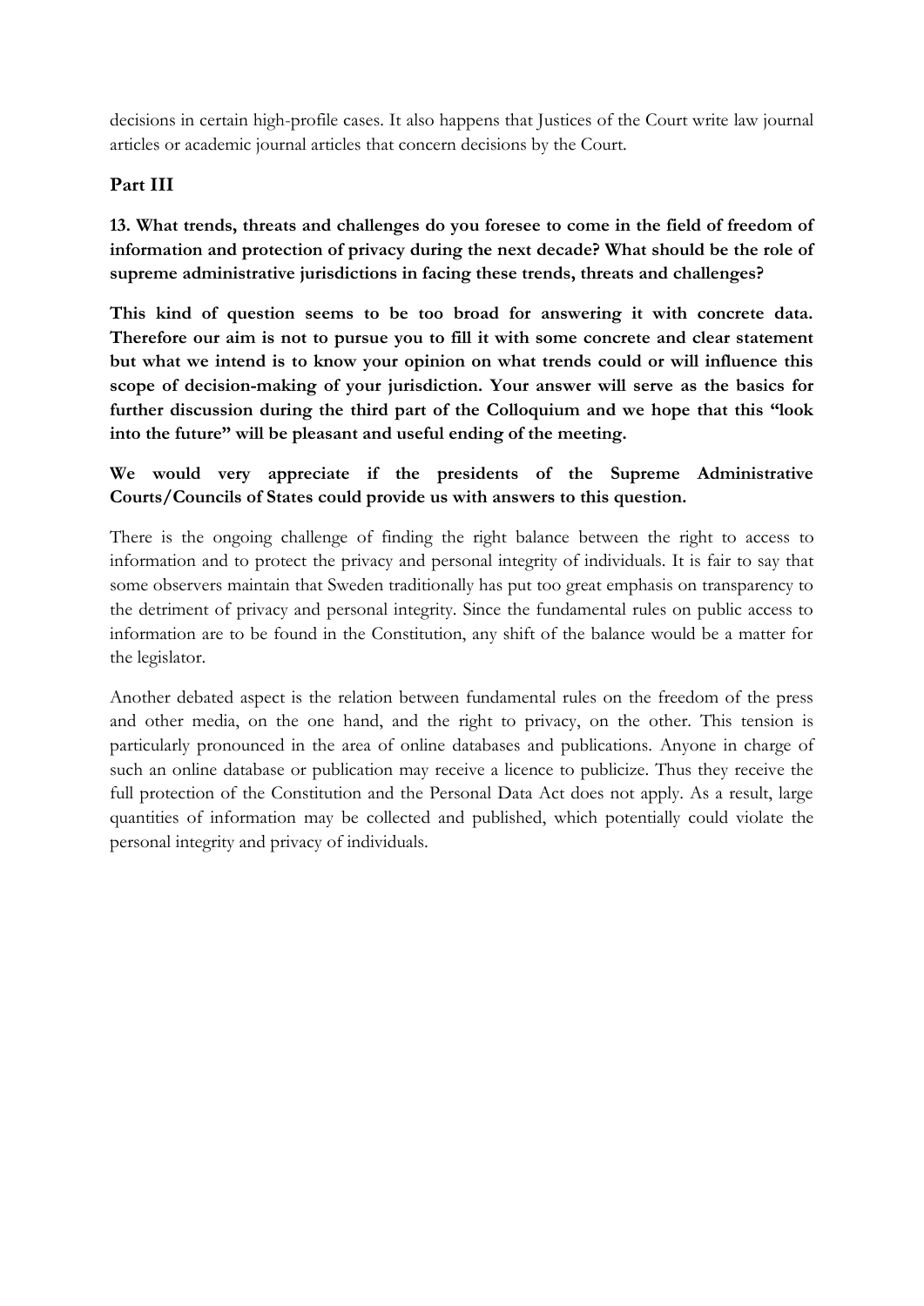decisions in certain high-profile cases. It also happens that Justices of the Court write law journal articles or academic journal articles that concern decisions by the Court.

## Part III

**13. What trends, threats and challenges do you foresee to come in the field of freedom of information and protection of privacy during the next decade? What should be the role of supreme administrative jurisdictions in facing these trends, threats and challenges?**

**This kind of question seems to be too broad for answering it with concrete data. Therefore our aim is not to pursue you to fill it with some concrete and clear statement but what we intend is to know your opinion on what trends could or will influence this scope of decision-making of your jurisdiction. Your answer will serve as the basics for further discussion during the third part of the Colloquium and we hope that this "look into the future" will be pleasant and useful ending of the meeting.**

**We would very appreciate if the presidents of the Supreme Administrative Courts/Councils of States could provide us with answers to this question.**

There is the ongoing challenge of finding the right balance between the right to access to information and to protect the privacy and personal integrity of individuals. It is fair to say that some observers maintain that Sweden traditionally has put too great emphasis on transparency to the detriment of privacy and personal integrity. Since the fundamental rules on public access to information are to be found in the Constitution, any shift of the balance would be a matter for the legislator.

Another debated aspect is the relation between fundamental rules on the freedom of the press and other media, on the one hand, and the right to privacy, on the other. This tension is particularly pronounced in the area of online databases and publications. Anyone in charge of such an online database or publication may receive a licence to publicize. Thus they receive the full protection of the Constitution and the Personal Data Act does not apply. As a result, large quantities of information may be collected and published, which potentially could violate the personal integrity and privacy of individuals.